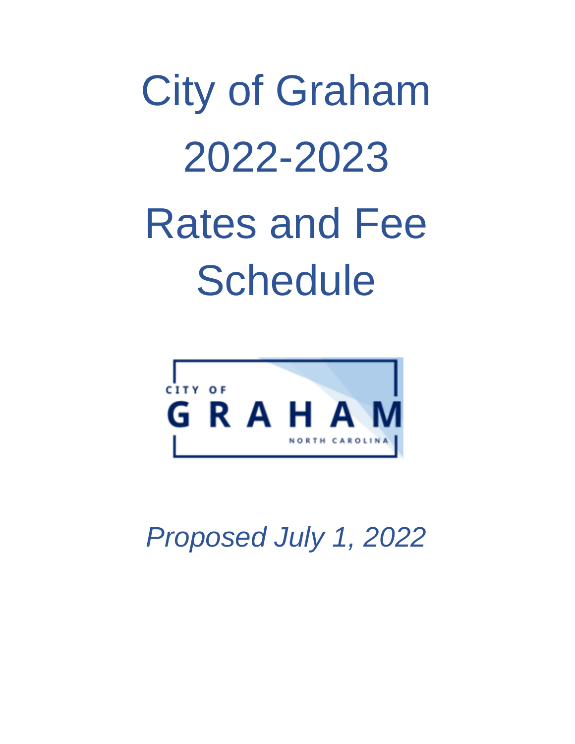# City of Graham

# 2022-2023

# Rates and Fee Schedule

CITY OF GRAHAM NORTH CAROLINA

*Proposed July 1, 2022*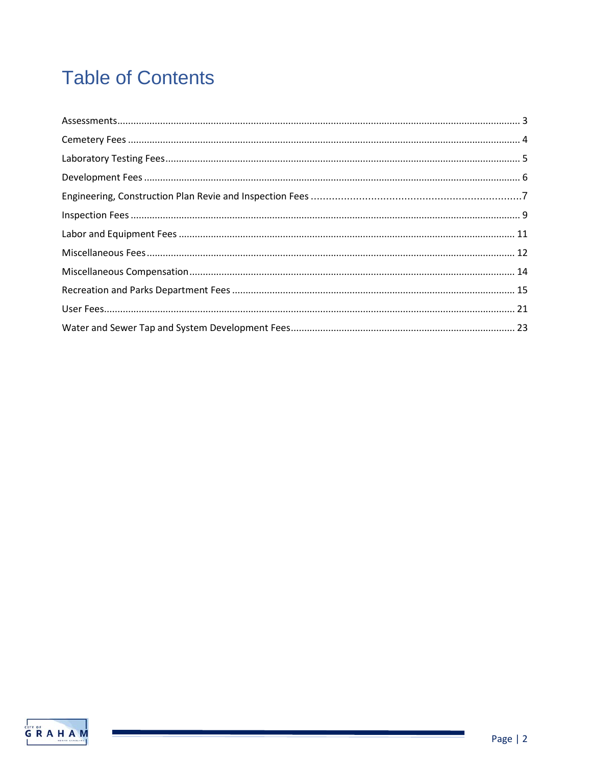# Table of Contents

Assessments ........................................................................................................................................ 3
Cemetery Fees .................................................................................................................................... 4
Laboratory Testing Fees ...................................................................................................................... 5
Development Fees .............................................................................................................................. 6
Engineering, Construction Plan Revie and Inspection Fees .......................................................................7
Inspection Fees ................................................................................................................................... 9
Labor and Equipment Fees ................................................................................................................ 11
Miscellaneous Fees ............................................................................................................................ 12
Miscellaneous Compensation ............................................................................................................ 14
Recreation and Parks Department Fees ............................................................................................. 15
User Fees ........................................................................................................................................... 21
Water and Sewer Tap and System Development Fees ....................................................................... 23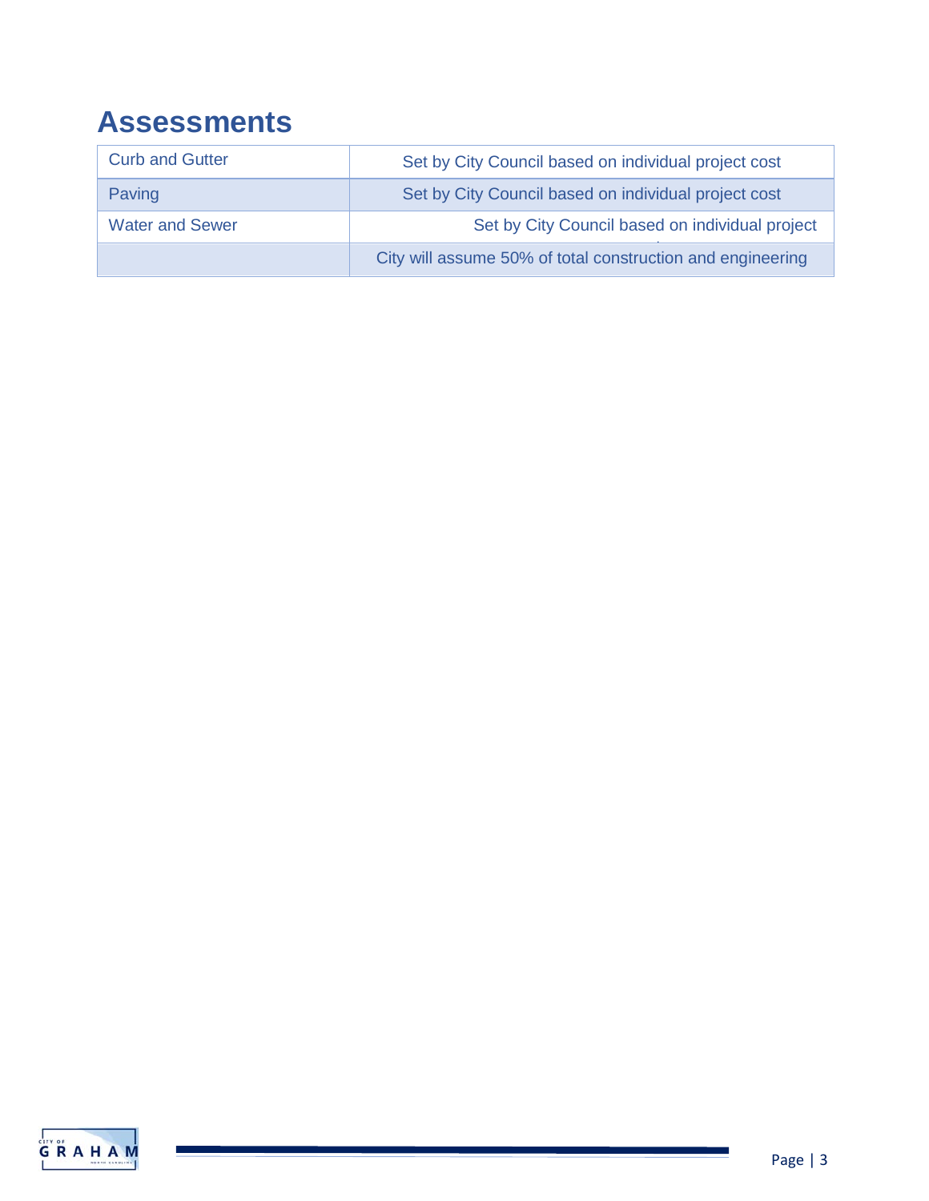# Assessments

| | |
|---|---|
| Curb and Gutter | Set by City Council based on individual project cost |
| Paving | Set by City Council based on individual project cost |
| Water and Sewer | Set by City Council based on individual project |
| | City will assume 50% of total construction and engineering |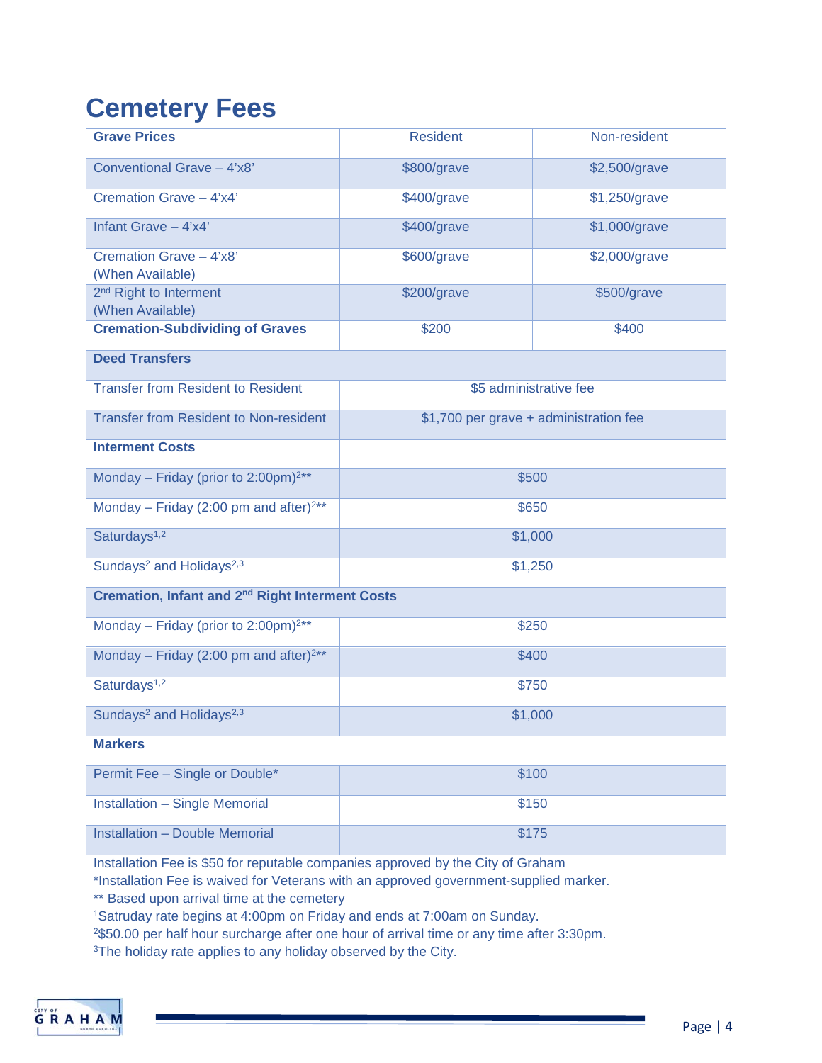# Cemetery Fees

| Grave Prices | Resident | Non-resident |
|---|---|---|
| Conventional Grave – 4'x8' | $800/grave | $2,500/grave |
| Cremation Grave – 4'x4' | $400/grave | $1,250/grave |
| Infant Grave – 4'x4' | $400/grave | $1,000/grave |
| Cremation Grave – 4'x8' (When Available) | $600/grave | $2,000/grave |
| 2nd Right to Interment (When Available) | $200/grave | $500/grave |
| **Cremation-Subdividing of Graves** | $200 | $400 |
| **Deed Transfers** | | |
| Transfer from Resident to Resident | $5 administrative fee | |
| Transfer from Resident to Non-resident | $1,700 per grave + administration fee | |
| **Interment Costs** | | |
| Monday – Friday (prior to 2:00pm)[2]** | $500 | |
| Monday – Friday (2:00 pm and after)[2]** | $650 | |
| Saturdays[1,2] | $1,000 | |
| Sundays[2] and Holidays[2,3] | $1,250 | |
| **Cremation, Infant and 2nd Right Interment Costs** | | |
| Monday – Friday (prior to 2:00pm)[2]** | $250 | |
| Monday – Friday (2:00 pm and after)[2]** | $400 | |
| Saturdays[1,2] | $750 | |
| Sundays[2] and Holidays[2,3] | $1,000 | |
| **Markers** | | |
| Permit Fee – Single or Double* | $100 | |
| Installation – Single Memorial | $150 | |
| Installation – Double Memorial | $175 | |

Installation Fee is $50 for reputable companies approved by the City of Graham
*Installation Fee is waived for Veterans with an approved government-supplied marker.
** Based upon arrival time at the cemetery
[1]Satruday rate begins at 4:00pm on Friday and ends at 7:00am on Sunday.
[2]$50.00 per half hour surcharge after one hour of arrival time or any time after 3:30pm.
[3]The holiday rate applies to any holiday observed by the City.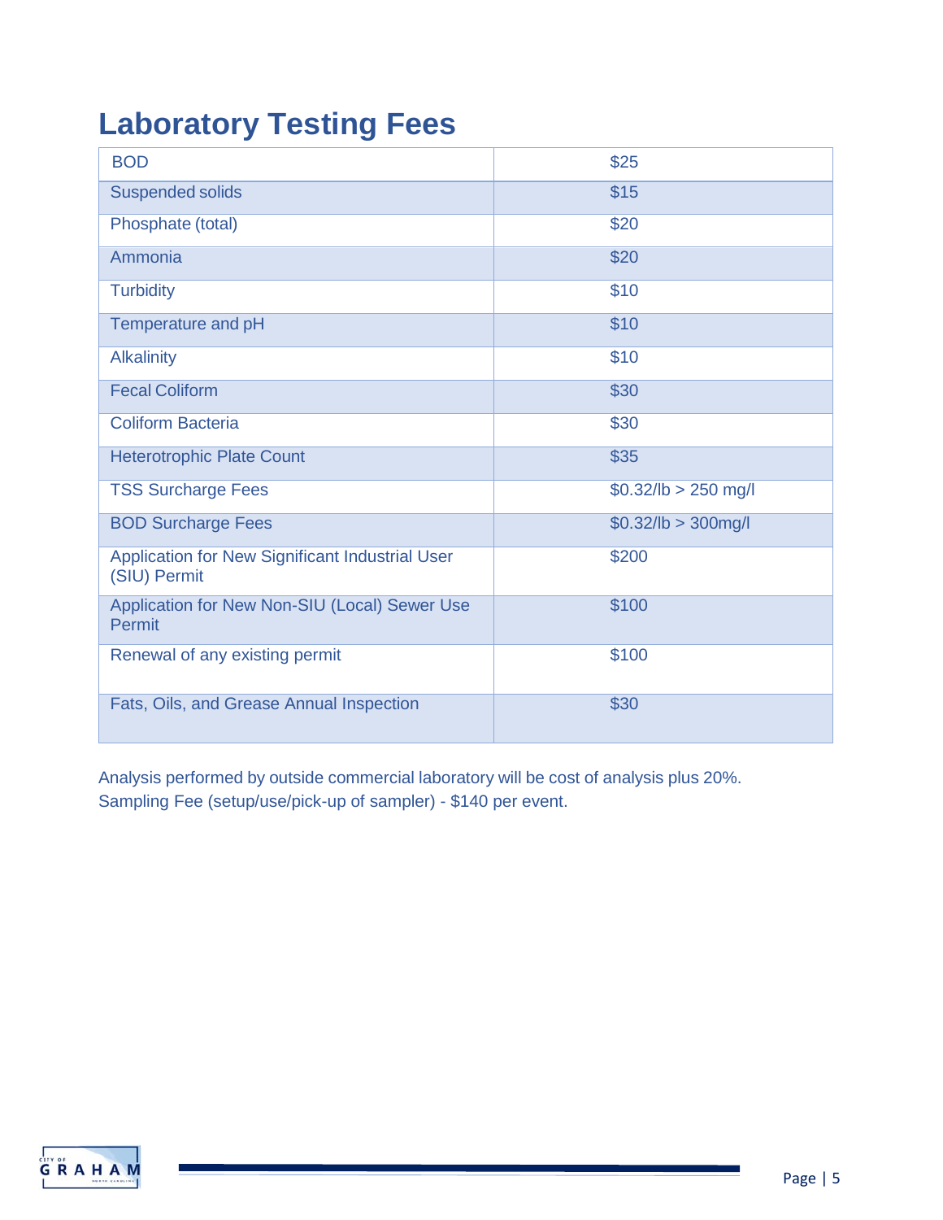# Laboratory Testing Fees

| | |
|---|---|
| BOD | $25 |
| Suspended solids | $15 |
| Phosphate (total) | $20 |
| Ammonia | $20 |
| Turbidity | $10 |
| Temperature and pH | $10 |
| Alkalinity | $10 |
| Fecal Coliform | $30 |
| Coliform Bacteria | $30 |
| Heterotrophic Plate Count | $35 |
| TSS Surcharge Fees | $0.32/lb > 250 mg/l |
| BOD Surcharge Fees | $0.32/lb > 300mg/l |
| Application for New Significant Industrial User (SIU) Permit | $200 |
| Application for New Non-SIU (Local) Sewer Use Permit | $100 |
| Renewal of any existing permit | $100 |
| Fats, Oils, and Grease Annual Inspection | $30 |

Analysis performed by outside commercial laboratory will be cost of analysis plus 20%.
Sampling Fee (setup/use/pick-up of sampler) - $140 per event.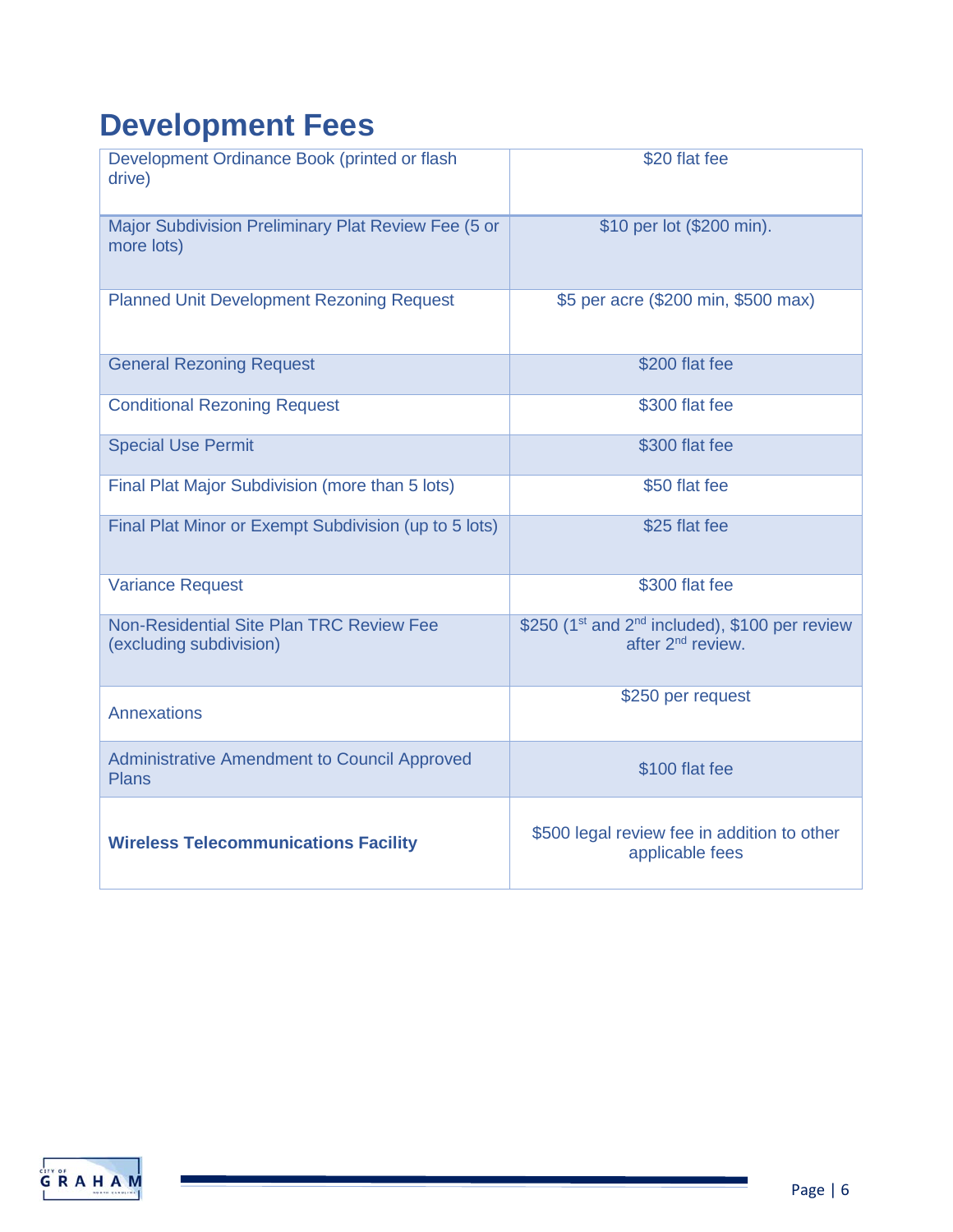# Development Fees

| | |
|---|---|
| Development Ordinance Book (printed or flash drive) | $20 flat fee |
| Major Subdivision Preliminary Plat Review Fee (5 or more lots) | $10 per lot ($200 min). |
| Planned Unit Development Rezoning Request | $5 per acre ($200 min, $500 max) |
| General Rezoning Request | $200 flat fee |
| Conditional Rezoning Request | $300 flat fee |
| Special Use Permit | $300 flat fee |
| Final Plat Major Subdivision (more than 5 lots) | $50 flat fee |
| Final Plat Minor or Exempt Subdivision (up to 5 lots) | $25 flat fee |
| Variance Request | $300 flat fee |
| Non-Residential Site Plan TRC Review Fee (excluding subdivision) | $250 (1st and 2nd included), $100 per review after 2nd review. |
| Annexations | $250 per request |
| Administrative Amendment to Council Approved Plans | $100 flat fee |
| **Wireless Telecommunications Facility** | $500 legal review fee in addition to other applicable fees |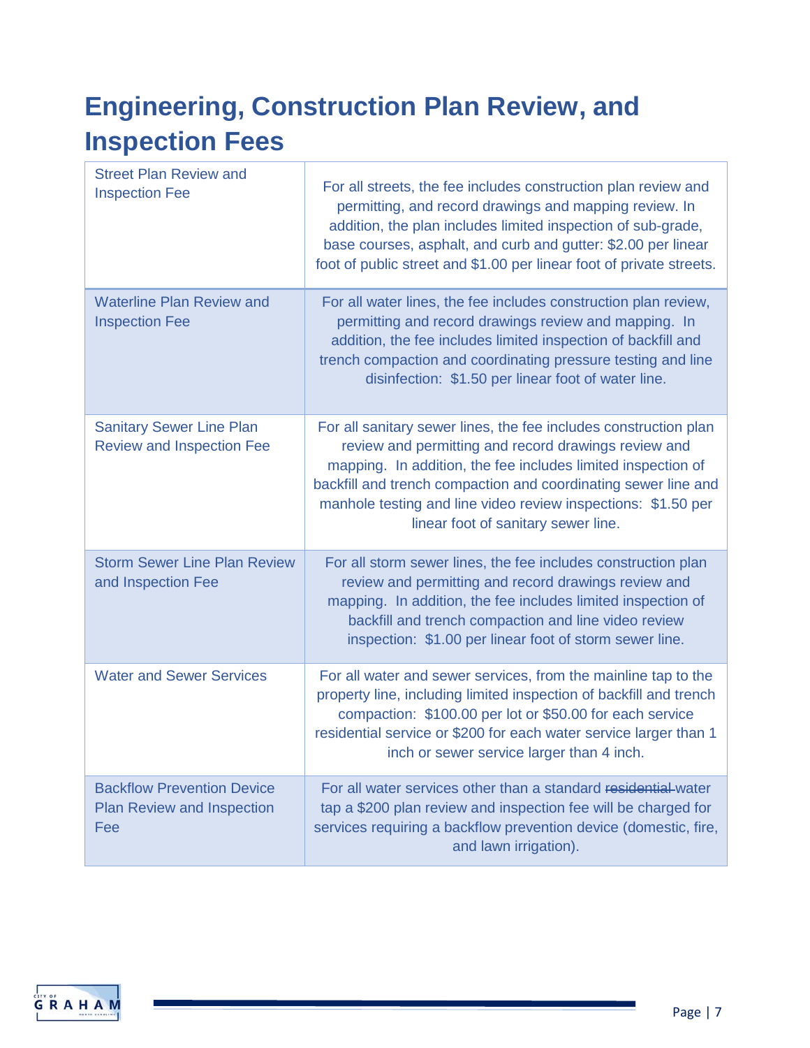# Engineering, Construction Plan Review, and Inspection Fees

| Fee | Description |
|---|---|
| Street Plan Review and Inspection Fee | For all streets, the fee includes construction plan review and permitting, and record drawings and mapping review. In addition, the plan includes limited inspection of sub-grade, base courses, asphalt, and curb and gutter: $2.00 per linear foot of public street and $1.00 per linear foot of private streets. |
| Waterline Plan Review and Inspection Fee | For all water lines, the fee includes construction plan review, permitting and record drawings review and mapping. In addition, the fee includes limited inspection of backfill and trench compaction and coordinating pressure testing and line disinfection: $1.50 per linear foot of water line. |
| Sanitary Sewer Line Plan Review and Inspection Fee | For all sanitary sewer lines, the fee includes construction plan review and permitting and record drawings review and mapping. In addition, the fee includes limited inspection of backfill and trench compaction and coordinating sewer line and manhole testing and line video review inspections: $1.50 per linear foot of sanitary sewer line. |
| Storm Sewer Line Plan Review and Inspection Fee | For all storm sewer lines, the fee includes construction plan review and permitting and record drawings review and mapping. In addition, the fee includes limited inspection of backfill and trench compaction and line video review inspection: $1.00 per linear foot of storm sewer line. |
| Water and Sewer Services | For all water and sewer services, from the mainline tap to the property line, including limited inspection of backfill and trench compaction: $100.00 per lot or $50.00 for each service residential service or $200 for each water service larger than 1 inch or sewer service larger than 4 inch. |
| Backflow Prevention Device Plan Review and Inspection Fee | For all water services other than a standard ~~residential~~ water tap a $200 plan review and inspection fee will be charged for services requiring a backflow prevention device (domestic, fire, and lawn irrigation). |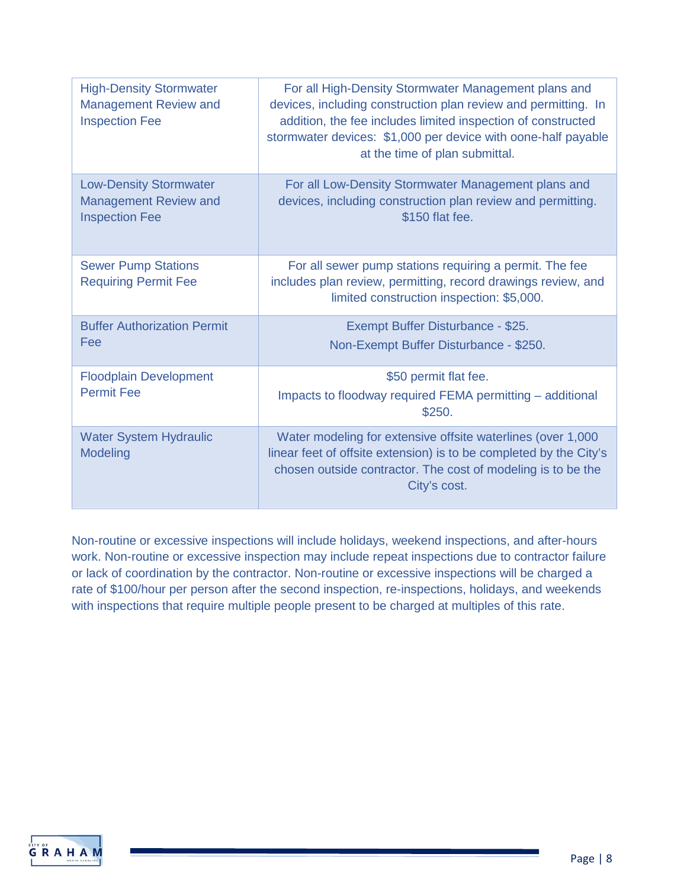| | |
|---|---|
| High-Density Stormwater Management Review and Inspection Fee | For all High-Density Stormwater Management plans and devices, including construction plan review and permitting. In addition, the fee includes limited inspection of constructed stormwater devices: $1,000 per device with oone-half payable at the time of plan submittal. |
| Low-Density Stormwater Management Review and Inspection Fee | For all Low-Density Stormwater Management plans and devices, including construction plan review and permitting. $150 flat fee. |
| Sewer Pump Stations Requiring Permit Fee | For all sewer pump stations requiring a permit. The fee includes plan review, permitting, record drawings review, and limited construction inspection: $5,000. |
| Buffer Authorization Permit Fee | Exempt Buffer Disturbance - $25.<br>Non-Exempt Buffer Disturbance - $250. |
| Floodplain Development Permit Fee | $50 permit flat fee.<br>Impacts to floodway required FEMA permitting – additional $250. |
| Water System Hydraulic Modeling | Water modeling for extensive offsite waterlines (over 1,000 linear feet of offsite extension) is to be completed by the City's chosen outside contractor. The cost of modeling is to be the City's cost. |

Non-routine or excessive inspections will include holidays, weekend inspections, and after-hours work. Non-routine or excessive inspection may include repeat inspections due to contractor failure or lack of coordination by the contractor. Non-routine or excessive inspections will be charged a rate of $100/hour per person after the second inspection, re-inspections, holidays, and weekends with inspections that require multiple people present to be charged at multiples of this rate.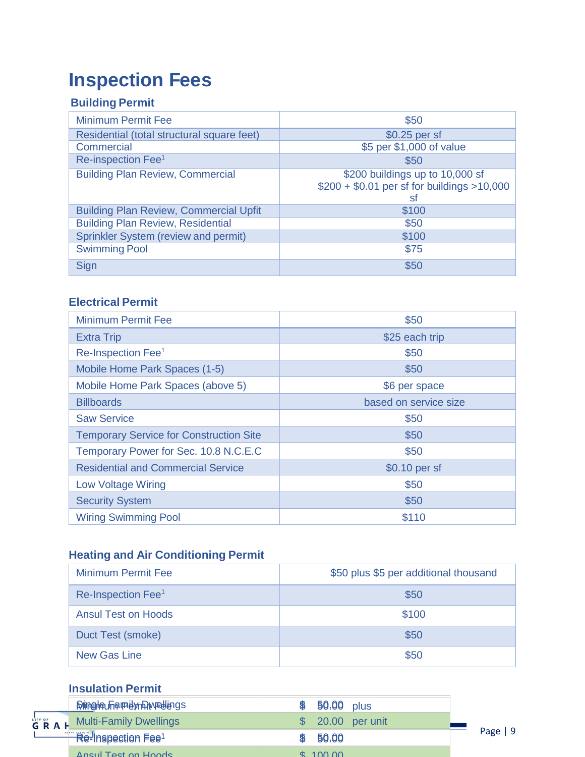# Inspection Fees

### Building Permit

| | |
|---|---|
| Minimum Permit Fee | $50 |
| Residential (total structural square feet) | $0.25 per sf |
| Commercial | $5 per $1,000 of value |
| Re-inspection Fee[1] | $50 |
| Building Plan Review, Commercial | $200 buildings up to 10,000 sf<br>$200 + $0.01 per sf for buildings >10,000 sf |
| Building Plan Review, Commercial Upfit | $100 |
| Building Plan Review, Residential | $50 |
| Sprinkler System (review and permit) | $100 |
| Swimming Pool | $75 |
| Sign | $50 |

### Electrical Permit

| | |
|---|---|
| Minimum Permit Fee | $50 |
| Extra Trip | $25 each trip |
| Re-Inspection Fee[1] | $50 |
| Mobile Home Park Spaces (1-5) | $50 |
| Mobile Home Park Spaces (above 5) | $6 per space |
| Billboards | based on service size |
| Saw Service | $50 |
| Temporary Service for Construction Site | $50 |
| Temporary Power for Sec. 10.8 N.C.E.C | $50 |
| Residential and Commercial Service | $0.10 per sf |
| Low Voltage Wiring | $50 |
| Security System | $50 |
| Wiring Swimming Pool | $110 |

### Heating and Air Conditioning Permit

| | |
|---|---|
| Minimum Permit Fee | $50 plus $5 per additional thousand |
| Re-Inspection Fee[1] | $50 |
| Ansul Test on Hoods | $100 |
| Duct Test (smoke) | $50 |
| New Gas Line | $50 |

### Insulation Permit

| | |
|---|---|
| Single Family Dwellings / Minimum Permit Fee | $ 50.00 plus |
| Multi-Family Dwellings | $ 20.00 per unit |
| Re-Inspection Fee[1] | $ 50.00 |
| Ansul Test on Hoods | $ 100.00 |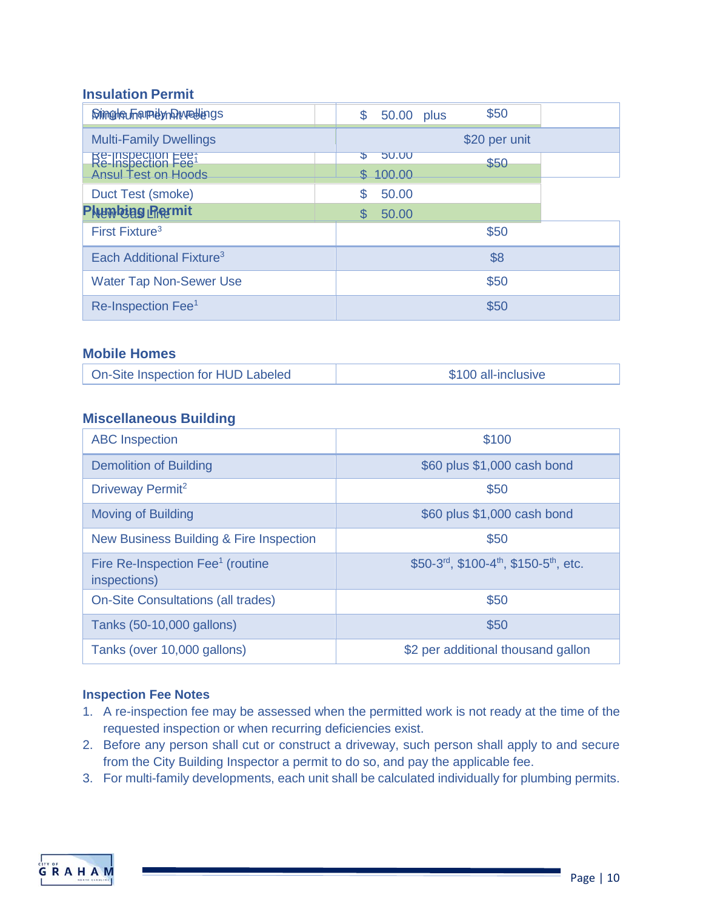### Insulation Permit

| | |
|---|---|
| Single Family Dwellings | $50 |
| Multi-Family Dwellings | $20 per unit |
| Re-Inspection Fee[1] | $50 |

| | |
|---|---|
| Minimum Permit Fee | $ 50.00 plus |
| Re-Inspection Fee[1] | $ 50.00 |
| Ansul Test on Hoods | $ 100.00 |
| Duct Test (smoke) | $ 50.00 |
| New Gas Line | $ 50.00 |

### Plumbing Permit

| | |
|---|---|
| First Fixture[3] | $50 |
| Each Additional Fixture[3] | $8 |
| Water Tap Non-Sewer Use | $50 |
| Re-Inspection Fee[1] | $50 |

### Mobile Homes

| | |
|---|---|
| On-Site Inspection for HUD Labeled | $100 all-inclusive |

### Miscellaneous Building

| | |
|---|---|
| ABC Inspection | $100 |
| Demolition of Building | $60 plus $1,000 cash bond |
| Driveway Permit[2] | $50 |
| Moving of Building | $60 plus $1,000 cash bond |
| New Business Building & Fire Inspection | $50 |
| Fire Re-Inspection Fee[1] (routine inspections) | $50-3rd, $100-4th, $150-5th, etc. |
| On-Site Consultations (all trades) | $50 |
| Tanks (50-10,000 gallons) | $50 |
| Tanks (over 10,000 gallons) | $2 per additional thousand gallon |

#### Inspection Fee Notes

1. A re-inspection fee may be assessed when the permitted work is not ready at the time of the requested inspection or when recurring deficiencies exist.
2. Before any person shall cut or construct a driveway, such person shall apply to and secure from the City Building Inspector a permit to do so, and pay the applicable fee.
3. For multi-family developments, each unit shall be calculated individually for plumbing permits.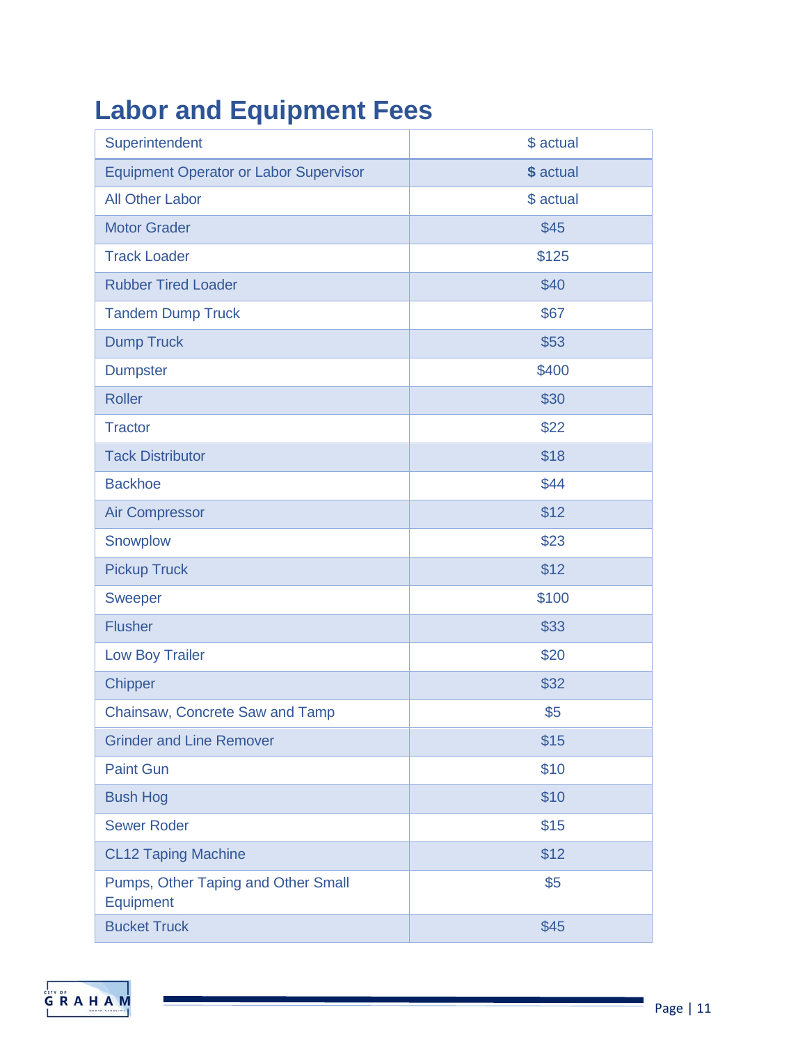# Labor and Equipment Fees

| Item | Fee |
|---|---|
| Superintendent | $ actual |
| Equipment Operator or Labor Supervisor | **$** actual |
| All Other Labor | $ actual |
| Motor Grader | $45 |
| Track Loader | $125 |
| Rubber Tired Loader | $40 |
| Tandem Dump Truck | $67 |
| Dump Truck | $53 |
| Dumpster | $400 |
| Roller | $30 |
| Tractor | $22 |
| Tack Distributor | $18 |
| Backhoe | $44 |
| Air Compressor | $12 |
| Snowplow | $23 |
| Pickup Truck | $12 |
| Sweeper | $100 |
| Flusher | $33 |
| Low Boy Trailer | $20 |
| Chipper | $32 |
| Chainsaw, Concrete Saw and Tamp | $5 |
| Grinder and Line Remover | $15 |
| Paint Gun | $10 |
| Bush Hog | $10 |
| Sewer Roder | $15 |
| CL12 Taping Machine | $12 |
| Pumps, Other Taping and Other Small Equipment | $5 |
| Bucket Truck | $45 |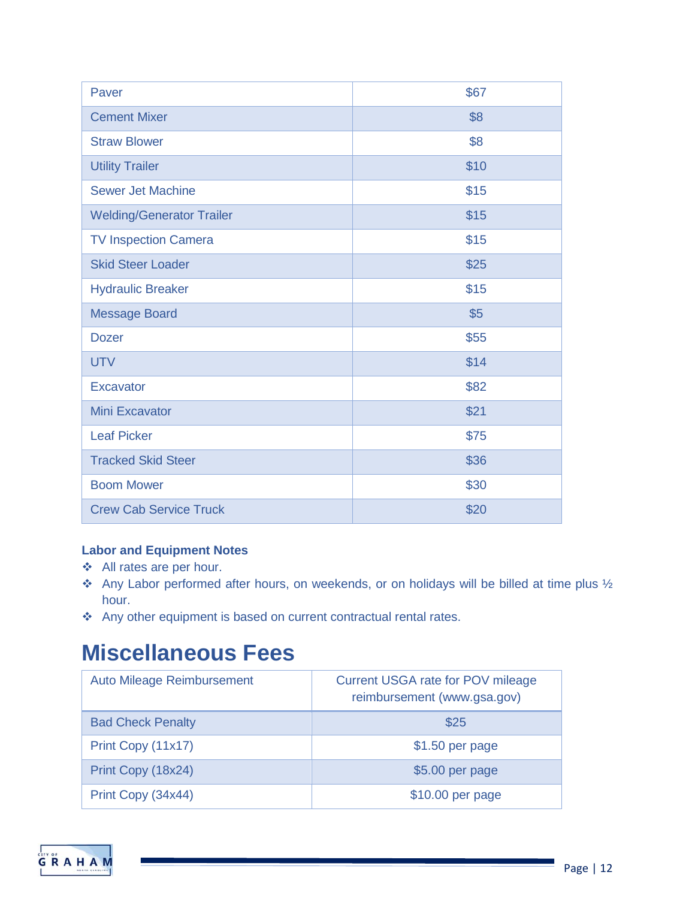| | |
|---|---|
| Paver | $67 |
| Cement Mixer | $8 |
| Straw Blower | $8 |
| Utility Trailer | $10 |
| Sewer Jet Machine | $15 |
| Welding/Generator Trailer | $15 |
| TV Inspection Camera | $15 |
| Skid Steer Loader | $25 |
| Hydraulic Breaker | $15 |
| Message Board | $5 |
| Dozer | $55 |
| UTV | $14 |
| Excavator | $82 |
| Mini Excavator | $21 |
| Leaf Picker | $75 |
| Tracked Skid Steer | $36 |
| Boom Mower | $30 |
| Crew Cab Service Truck | $20 |

**Labor and Equipment Notes**

- All rates are per hour.
- Any Labor performed after hours, on weekends, or on holidays will be billed at time plus ½ hour.
- Any other equipment is based on current contractual rental rates.

# Miscellaneous Fees

| | |
|---|---|
| Auto Mileage Reimbursement | Current USGA rate for POV mileage reimbursement (www.gsa.gov) |
| Bad Check Penalty | $25 |
| Print Copy (11x17) | $1.50 per page |
| Print Copy (18x24) | $5.00 per page |
| Print Copy (34x44) | $10.00 per page |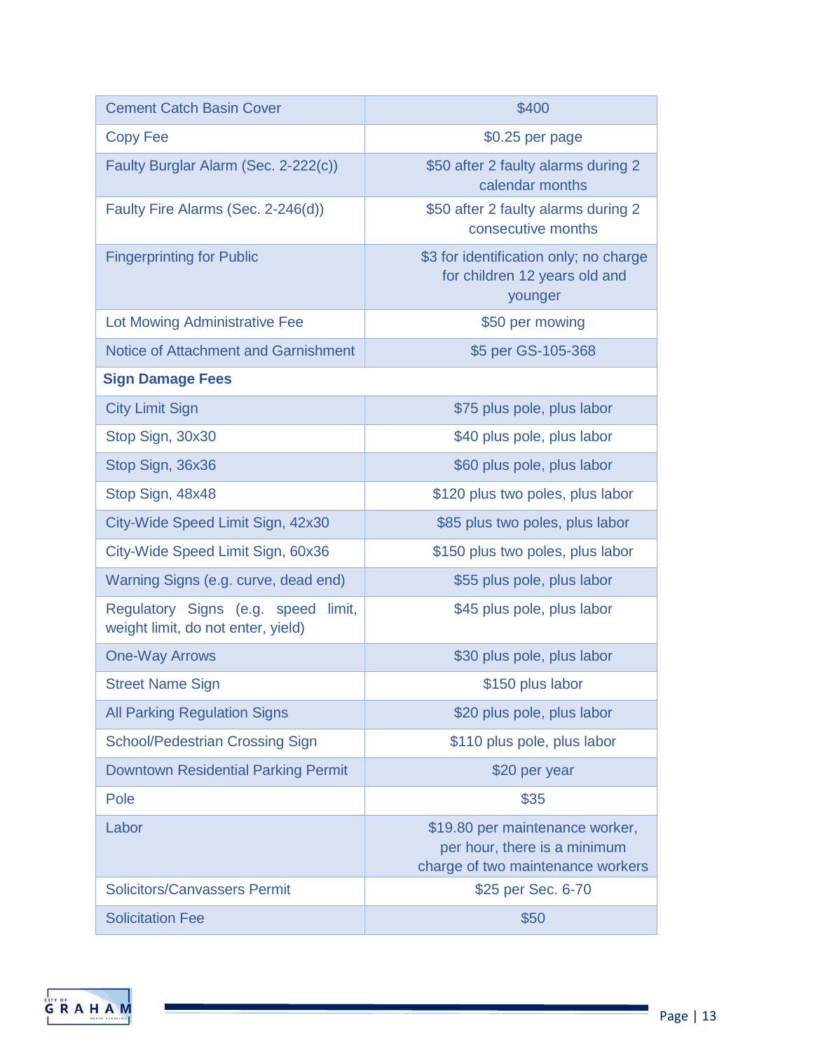| Cement Catch Basin Cover | $400 |
|---|---|
| Copy Fee | $0.25 per page |
| Faulty Burglar Alarm (Sec. 2-222(c)) | $50 after 2 faulty alarms during 2 calendar months |
| Faulty Fire Alarms (Sec. 2-246(d)) | $50 after 2 faulty alarms during 2 consecutive months |
| Fingerprinting for Public | $3 for identification only; no charge for children 12 years old and younger |
| Lot Mowing Administrative Fee | $50 per mowing |
| Notice of Attachment and Garnishment | $5 per GS-105-368 |
| **Sign Damage Fees** | |
| City Limit Sign | $75 plus pole, plus labor |
| Stop Sign, 30x30 | $40 plus pole, plus labor |
| Stop Sign, 36x36 | $60 plus pole, plus labor |
| Stop Sign, 48x48 | $120 plus two poles, plus labor |
| City-Wide Speed Limit Sign, 42x30 | $85 plus two poles, plus labor |
| City-Wide Speed Limit Sign, 60x36 | $150 plus two poles, plus labor |
| Warning Signs (e.g. curve, dead end) | $55 plus pole, plus labor |
| Regulatory Signs (e.g. speed limit, weight limit, do not enter, yield) | $45 plus pole, plus labor |
| One-Way Arrows | $30 plus pole, plus labor |
| Street Name Sign | $150 plus labor |
| All Parking Regulation Signs | $20 plus pole, plus labor |
| School/Pedestrian Crossing Sign | $110 plus pole, plus labor |
| Downtown Residential Parking Permit | $20 per year |
| Pole | $35 |
| Labor | $19.80 per maintenance worker, per hour, there is a minimum charge of two maintenance workers |
| Solicitors/Canvassers Permit | $25 per Sec. 6-70 |
| Solicitation Fee | $50 |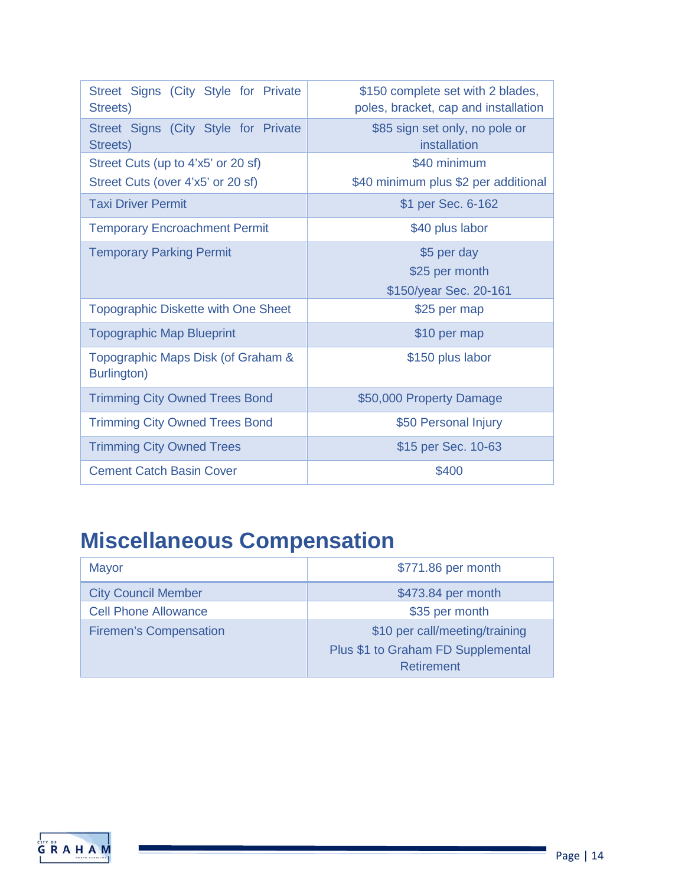| | |
|---|---|
| Street Signs (City Style for Private Streets) | $150 complete set with 2 blades, poles, bracket, cap and installation |
| Street Signs (City Style for Private Streets) | $85 sign set only, no pole or installation |
| Street Cuts (up to 4'x5' or 20 sf)<br>Street Cuts (over 4'x5' or 20 sf) | $40 minimum<br>$40 minimum plus $2 per additional |
| Taxi Driver Permit | $1 per Sec. 6-162 |
| Temporary Encroachment Permit | $40 plus labor |
| Temporary Parking Permit | $5 per day<br>$25 per month<br>$150/year Sec. 20-161 |
| Topographic Diskette with One Sheet | $25 per map |
| Topographic Map Blueprint | $10 per map |
| Topographic Maps Disk (of Graham & Burlington) | $150 plus labor |
| Trimming City Owned Trees Bond | $50,000 Property Damage |
| Trimming City Owned Trees Bond | $50 Personal Injury |
| Trimming City Owned Trees | $15 per Sec. 10-63 |
| Cement Catch Basin Cover | $400 |

# Miscellaneous Compensation

| | |
|---|---|
| Mayor | $771.86 per month |
| City Council Member | $473.84 per month |
| Cell Phone Allowance | $35 per month |
| Firemen's Compensation | $10 per call/meeting/training<br>Plus $1 to Graham FD Supplemental Retirement |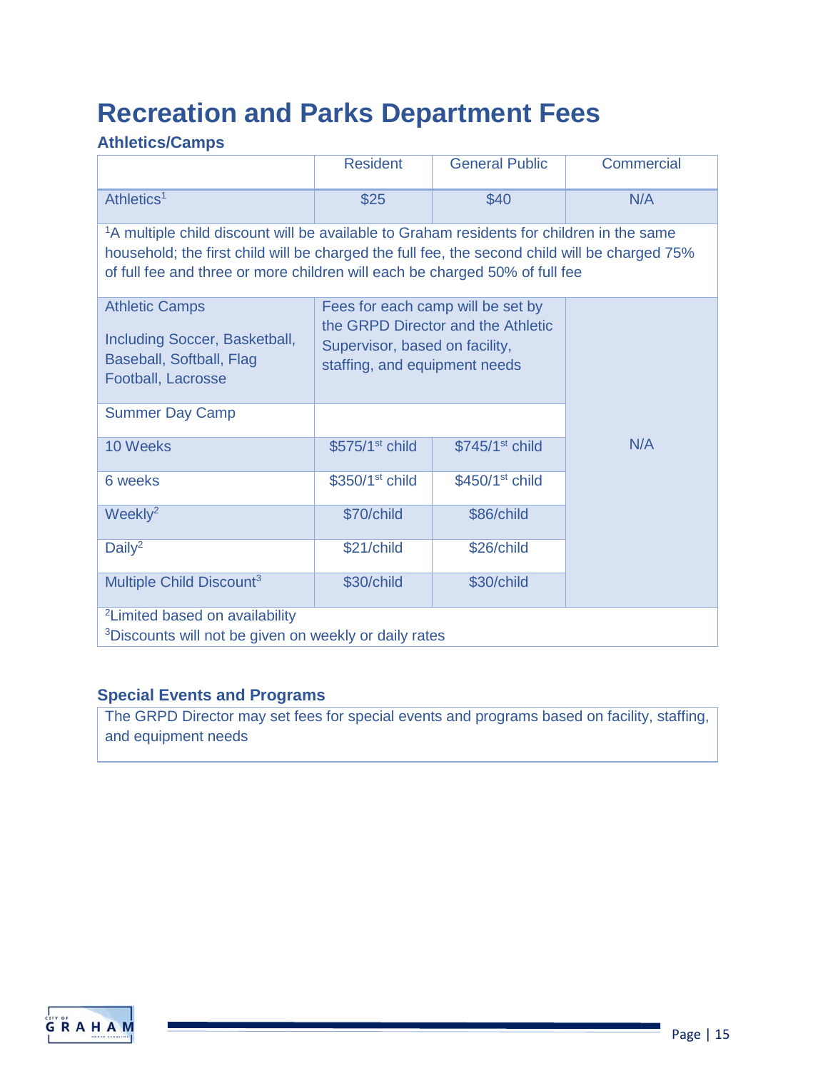# Recreation and Parks Department Fees

### Athletics/Camps

| | Resident | General Public | Commercial |
|---|---|---|---|
| Athletics[1] | $25 | $40 | N/A |
| [1]A multiple child discount will be available to Graham residents for children in the same household; the first child will be charged the full fee, the second child will be charged 75% of full fee and three or more children will each be charged 50% of full fee | | | |
| Athletic Camps<br><br>Including Soccer, Basketball, Baseball, Softball, Flag Football, Lacrosse | Fees for each camp will be set by the GRPD Director and the Athletic Supervisor, based on facility, staffing, and equipment needs | | N/A |
| Summer Day Camp | | | |
| 10 Weeks | $575/1st child | $745/1st child | |
| 6 weeks | $350/1st child | $450/1st child | |
| Weekly[2] | $70/child | $86/child | |
| Daily[2] | $21/child | $26/child | |
| Multiple Child Discount[3] | $30/child | $30/child | |
| [2]Limited based on availability<br>[3]Discounts will not be given on weekly or daily rates | | | |

### Special Events and Programs

The GRPD Director may set fees for special events and programs based on facility, staffing, and equipment needs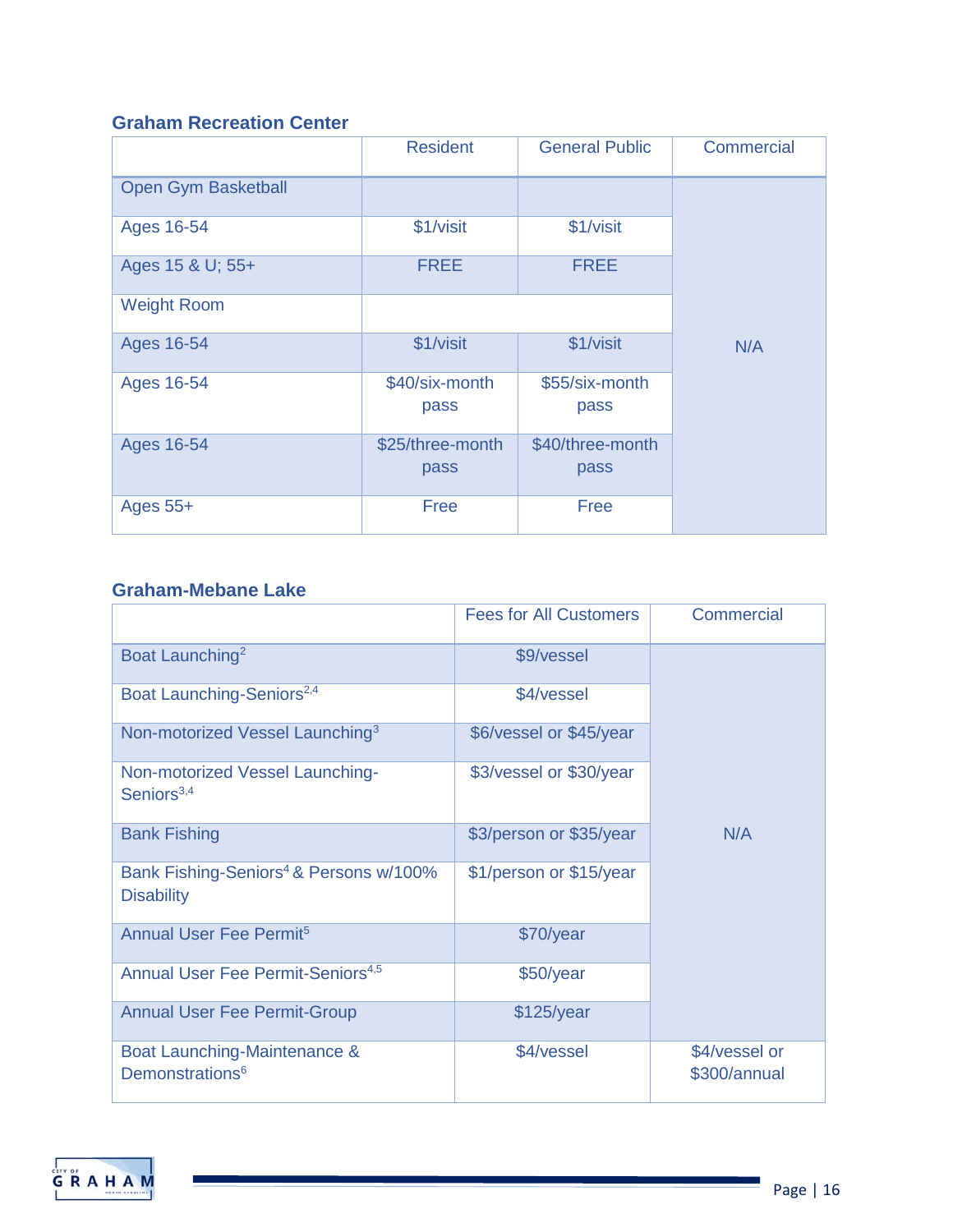### Graham Recreation Center

| | Resident | General Public | Commercial |
|---|---|---|---|
| Open Gym Basketball | | | N/A |
| Ages 16-54 | $1/visit | $1/visit | |
| Ages 15 & U; 55+ | FREE | FREE | |
| Weight Room | | | |
| Ages 16-54 | $1/visit | $1/visit | |
| Ages 16-54 | $40/six-month pass | $55/six-month pass | |
| Ages 16-54 | $25/three-month pass | $40/three-month pass | |
| Ages 55+ | Free | Free | |

### Graham-Mebane Lake

| | Fees for All Customers | Commercial |
|---|---|---|
| Boat Launching[2] | $9/vessel | N/A |
| Boat Launching-Seniors[2,4] | $4/vessel | |
| Non-motorized Vessel Launching[3] | $6/vessel or $45/year | |
| Non-motorized Vessel Launching-Seniors[3,4] | $3/vessel or $30/year | |
| Bank Fishing | $3/person or $35/year | |
| Bank Fishing-Seniors[4] & Persons w/100% Disability | $1/person or $15/year | |
| Annual User Fee Permit[5] | $70/year | |
| Annual User Fee Permit-Seniors[4,5] | $50/year | |
| Annual User Fee Permit-Group | $125/year | |
| Boat Launching-Maintenance & Demonstrations[6] | $4/vessel | $4/vessel or $300/annual |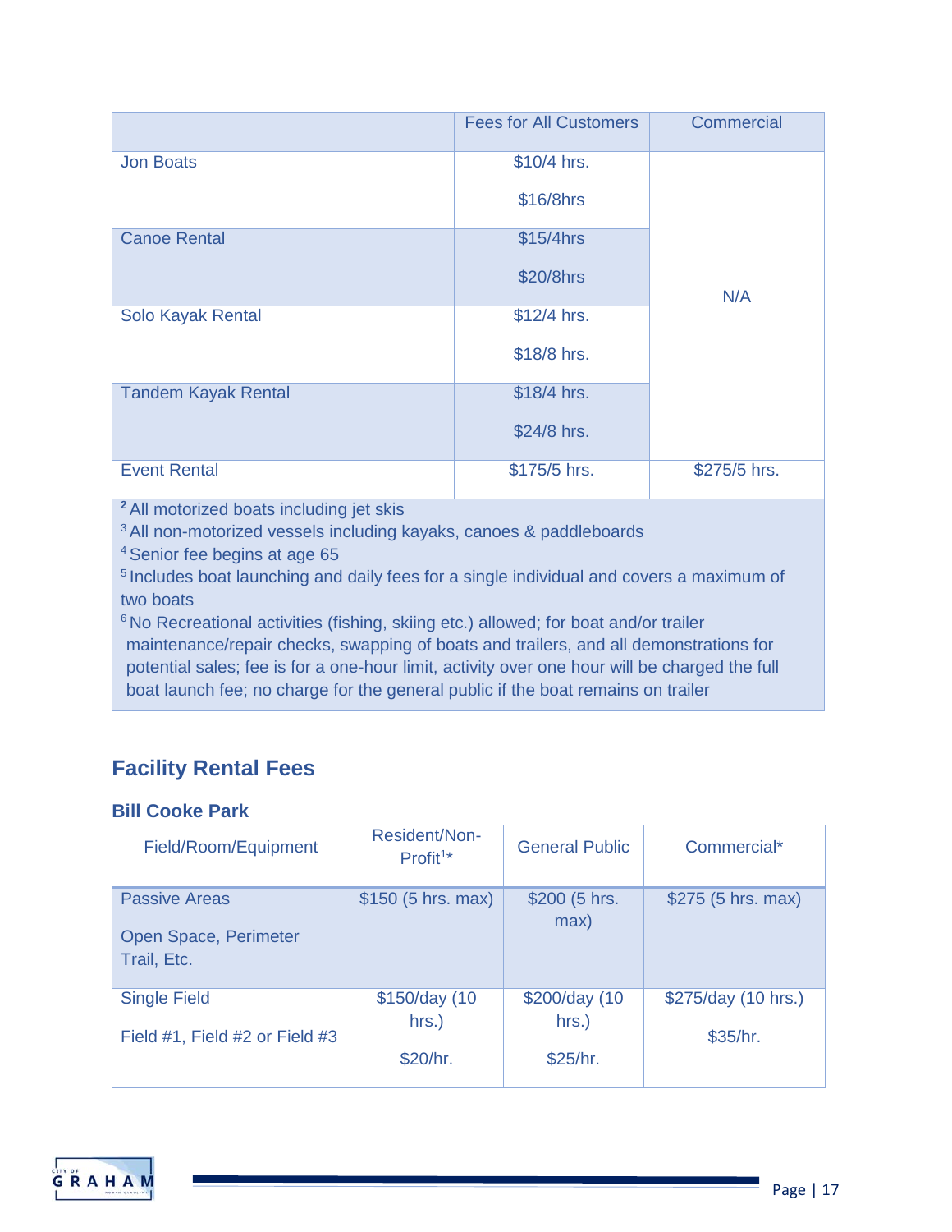| | Fees for All Customers | Commercial |
|---|---|---|
| Jon Boats | $10/4 hrs. $16/8hrs | N/A |
| Canoe Rental | $15/4hrs $20/8hrs | N/A |
| Solo Kayak Rental | $12/4 hrs. $18/8 hrs. | N/A |
| Tandem Kayak Rental | $18/4 hrs. $24/8 hrs. | N/A |
| Event Rental | $175/5 hrs. | $275/5 hrs. |

[2] All motorized boats including jet skis
[3] All non-motorized vessels including kayaks, canoes & paddleboards
[4] Senior fee begins at age 65
[5] Includes boat launching and daily fees for a single individual and covers a maximum of two boats
[6] No Recreational activities (fishing, skiing etc.) allowed; for boat and/or trailer maintenance/repair checks, swapping of boats and trailers, and all demonstrations for potential sales; fee is for a one-hour limit, activity over one hour will be charged the full boat launch fee; no charge for the general public if the boat remains on trailer

## Facility Rental Fees

### Bill Cooke Park

| Field/Room/Equipment | Resident/Non-Profit[1]* | General Public | Commercial* |
|---|---|---|---|
| Passive Areas<br>Open Space, Perimeter Trail, Etc. | $150 (5 hrs. max) | $200 (5 hrs. max) | $275 (5 hrs. max) |
| Single Field<br>Field #1, Field #2 or Field #3 | $150/day (10 hrs.)<br>$20/hr. | $200/day (10 hrs.)<br>$25/hr. | $275/day (10 hrs.)<br>$35/hr. |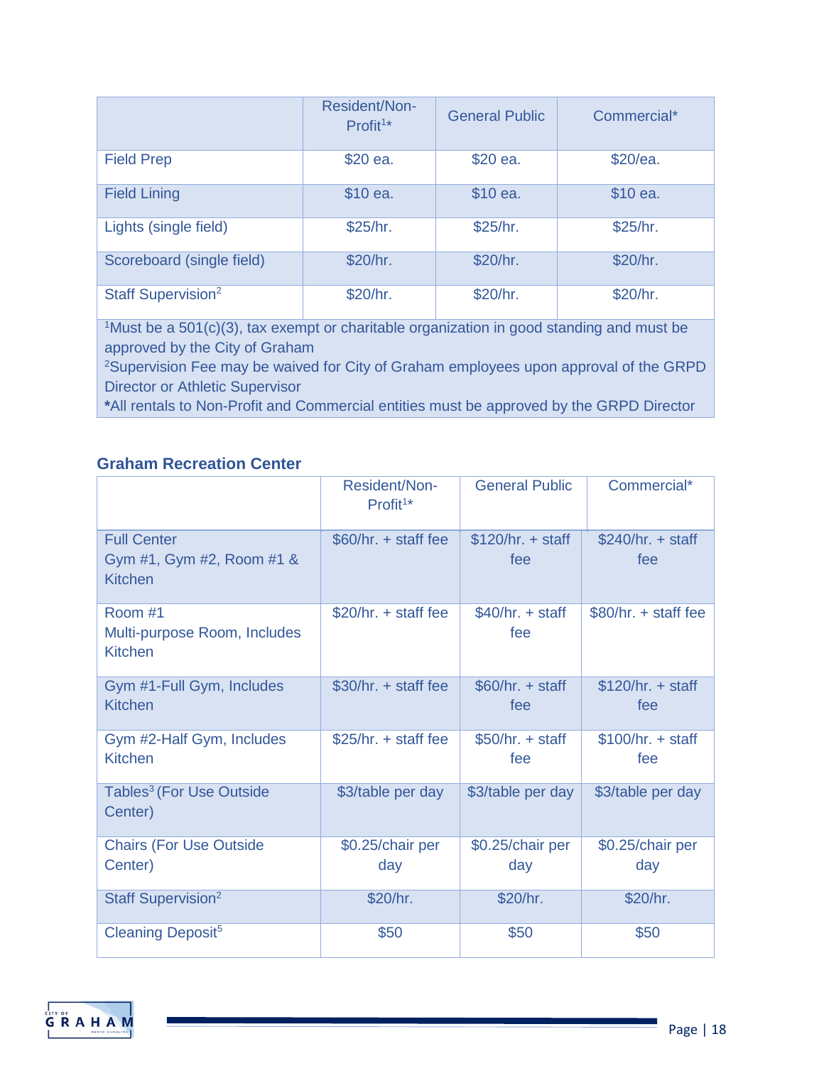| | Resident/Non-Profit[1]* | General Public | Commercial* |
|---|---|---|---|
| Field Prep | $20 ea. | $20 ea. | $20/ea. |
| Field Lining | $10 ea. | $10 ea. | $10 ea. |
| Lights (single field) | $25/hr. | $25/hr. | $25/hr. |
| Scoreboard (single field) | $20/hr. | $20/hr. | $20/hr. |
| Staff Supervision[2] | $20/hr. | $20/hr. | $20/hr. |

[1]Must be a 501(c)(3), tax exempt or charitable organization in good standing and must be approved by the City of Graham
[2]Supervision Fee may be waived for City of Graham employees upon approval of the GRPD Director or Athletic Supervisor
*All rentals to Non-Profit and Commercial entities must be approved by the GRPD Director

### Graham Recreation Center

| | Resident/Non-Profit[1]* | General Public | Commercial* |
|---|---|---|---|
| Full Center Gym #1, Gym #2, Room #1 & Kitchen | $60/hr. + staff fee | $120/hr. + staff fee | $240/hr. + staff fee |
| Room #1 Multi-purpose Room, Includes Kitchen | $20/hr. + staff fee | $40/hr. + staff fee | $80/hr. + staff fee |
| Gym #1-Full Gym, Includes Kitchen | $30/hr. + staff fee | $60/hr. + staff fee | $120/hr. + staff fee |
| Gym #2-Half Gym, Includes Kitchen | $25/hr. + staff fee | $50/hr. + staff fee | $100/hr. + staff fee |
| Tables[3] (For Use Outside Center) | $3/table per day | $3/table per day | $3/table per day |
| Chairs (For Use Outside Center) | $0.25/chair per day | $0.25/chair per day | $0.25/chair per day |
| Staff Supervision[2] | $20/hr. | $20/hr. | $20/hr. |
| Cleaning Deposit[5] | $50 | $50 | $50 |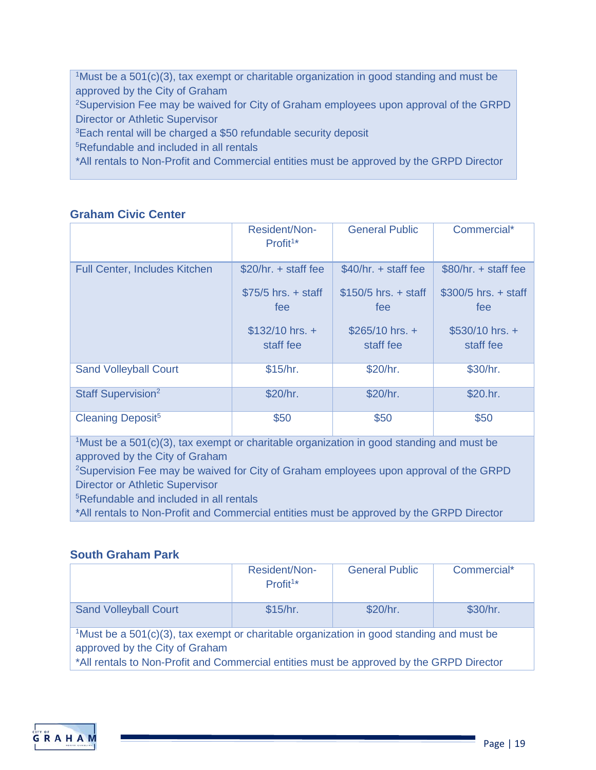[1]Must be a 501(c)(3), tax exempt or charitable organization in good standing and must be approved by the City of Graham
[2]Supervision Fee may be waived for City of Graham employees upon approval of the GRPD Director or Athletic Supervisor
[3]Each rental will be charged a $50 refundable security deposit
[5]Refundable and included in all rentals
*All rentals to Non-Profit and Commercial entities must be approved by the GRPD Director

### Graham Civic Center

| | Resident/Non-Profit[1]* | General Public | Commercial* |
|---|---|---|---|
| Full Center, Includes Kitchen | $20/hr. + staff fee<br>$75/5 hrs. + staff fee<br>$132/10 hrs. + staff fee | $40/hr. + staff fee<br>$150/5 hrs. + staff fee<br>$265/10 hrs. + staff fee | $80/hr. + staff fee<br>$300/5 hrs. + staff fee<br>$530/10 hrs. + staff fee |
| Sand Volleyball Court | $15/hr. | $20/hr. | $30/hr. |
| Staff Supervision[2] | $20/hr. | $20/hr. | $20.hr. |
| Cleaning Deposit[5] | $50 | $50 | $50 |

[1]Must be a 501(c)(3), tax exempt or charitable organization in good standing and must be approved by the City of Graham
[2]Supervision Fee may be waived for City of Graham employees upon approval of the GRPD Director or Athletic Supervisor
[5]Refundable and included in all rentals
*All rentals to Non-Profit and Commercial entities must be approved by the GRPD Director

### South Graham Park

| | Resident/Non-Profit[1]* | General Public | Commercial* |
|---|---|---|---|
| Sand Volleyball Court | $15/hr. | $20/hr. | $30/hr. |

[1]Must be a 501(c)(3), tax exempt or charitable organization in good standing and must be approved by the City of Graham
*All rentals to Non-Profit and Commercial entities must be approved by the GRPD Director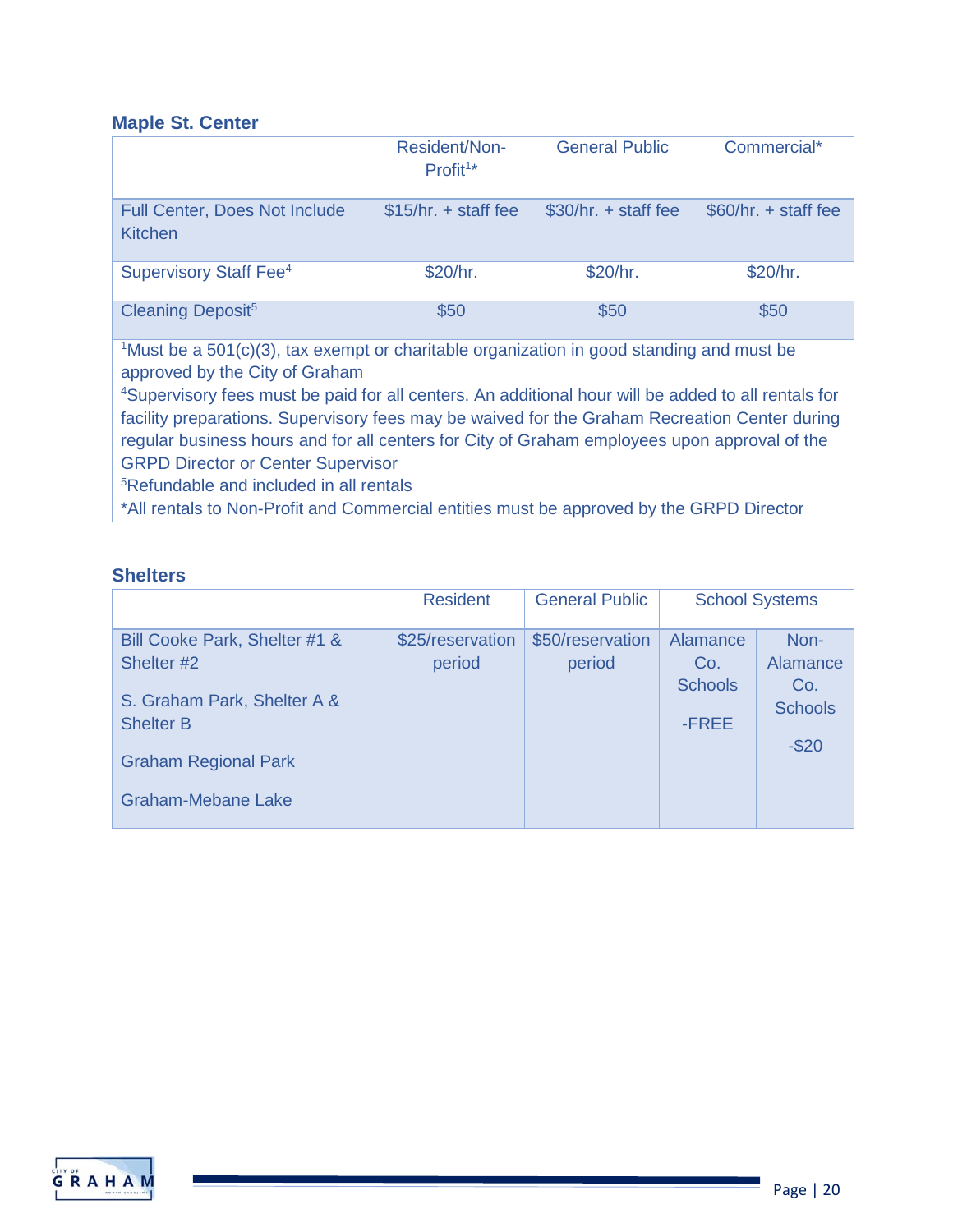### Maple St. Center

| | Resident/Non-Profit[1]* | General Public | Commercial* |
|---|---|---|---|
| Full Center, Does Not Include Kitchen | $15/hr. + staff fee | $30/hr. + staff fee | $60/hr. + staff fee |
| Supervisory Staff Fee[4] | $20/hr. | $20/hr. | $20/hr. |
| Cleaning Deposit[5] | $50 | $50 | $50 |

[1]Must be a 501(c)(3), tax exempt or charitable organization in good standing and must be approved by the City of Graham
[4]Supervisory fees must be paid for all centers. An additional hour will be added to all rentals for facility preparations. Supervisory fees may be waived for the Graham Recreation Center during regular business hours and for all centers for City of Graham employees upon approval of the GRPD Director or Center Supervisor
[5]Refundable and included in all rentals
*All rentals to Non-Profit and Commercial entities must be approved by the GRPD Director

### Shelters

| | Resident | General Public | School Systems | |
|---|---|---|---|---|
| Bill Cooke Park, Shelter #1 & Shelter #2<br><br>S. Graham Park, Shelter A & Shelter B<br><br>Graham Regional Park<br><br>Graham-Mebane Lake | $25/reservation period | $50/reservation period | Alamance Co. Schools<br><br>-FREE | Non-Alamance Co. Schools<br><br>-$20 |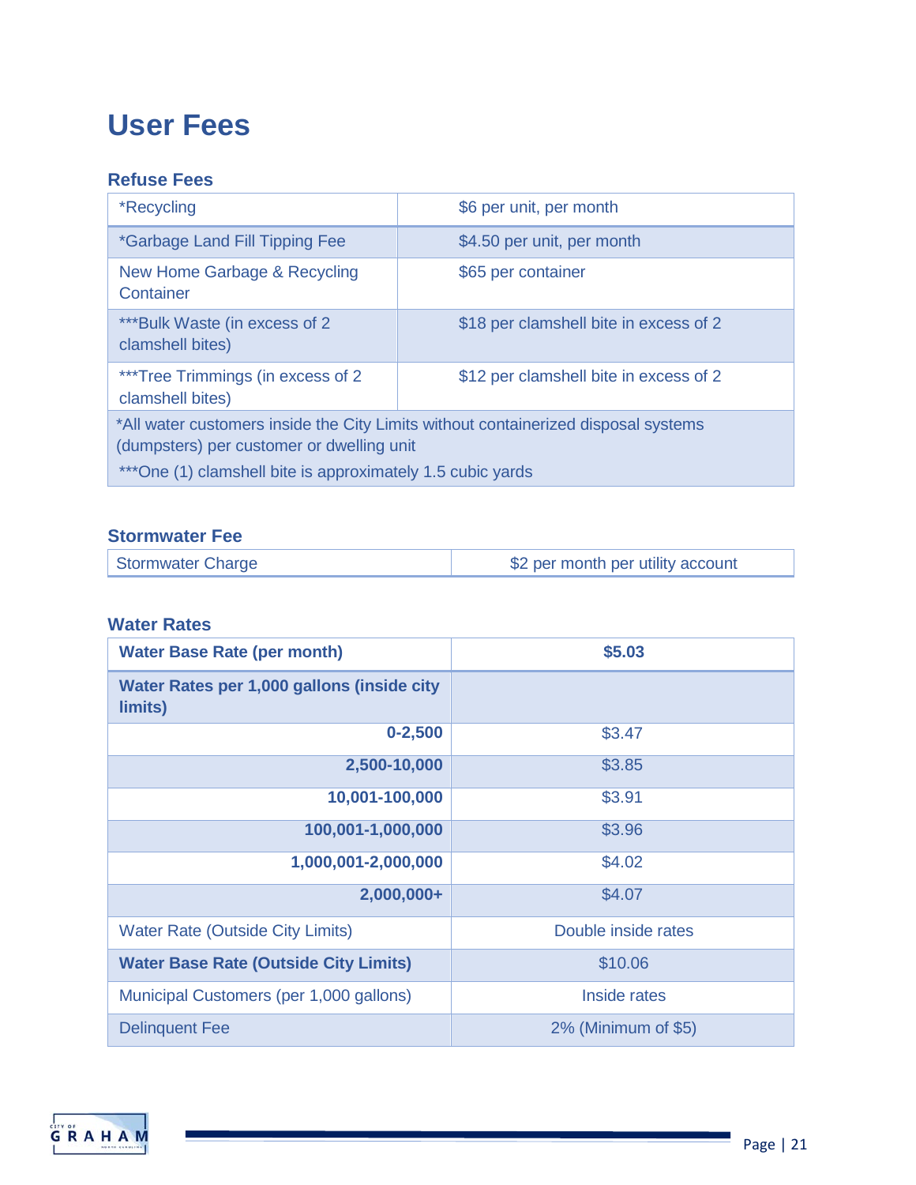# User Fees

### Refuse Fees

| | |
|---|---|
| *Recycling | $6 per unit, per month |
| *Garbage Land Fill Tipping Fee | $4.50 per unit, per month |
| New Home Garbage & Recycling Container | $65 per container |
| ***Bulk Waste (in excess of 2 clamshell bites) | $18 per clamshell bite in excess of 2 |
| ***Tree Trimmings (in excess of 2 clamshell bites) | $12 per clamshell bite in excess of 2 |

*All water customers inside the City Limits without containerized disposal systems (dumpsters) per customer or dwelling unit

***One (1) clamshell bite is approximately 1.5 cubic yards

### Stormwater Fee

| | |
|---|---|
| Stormwater Charge | $2 per month per utility account |

### Water Rates

| **Water Base Rate (per month)** | **$5.03** |
|---|---|
| **Water Rates per 1,000 gallons (inside city limits)** | |
| **0-2,500** | $3.47 |
| **2,500-10,000** | $3.85 |
| **10,001-100,000** | $3.91 |
| **100,001-1,000,000** | $3.96 |
| **1,000,001-2,000,000** | $4.02 |
| **2,000,000+** | $4.07 |
| Water Rate (Outside City Limits) | Double inside rates |
| **Water Base Rate (Outside City Limits)** | $10.06 |
| Municipal Customers (per 1,000 gallons) | Inside rates |
| Delinquent Fee | 2% (Minimum of $5) |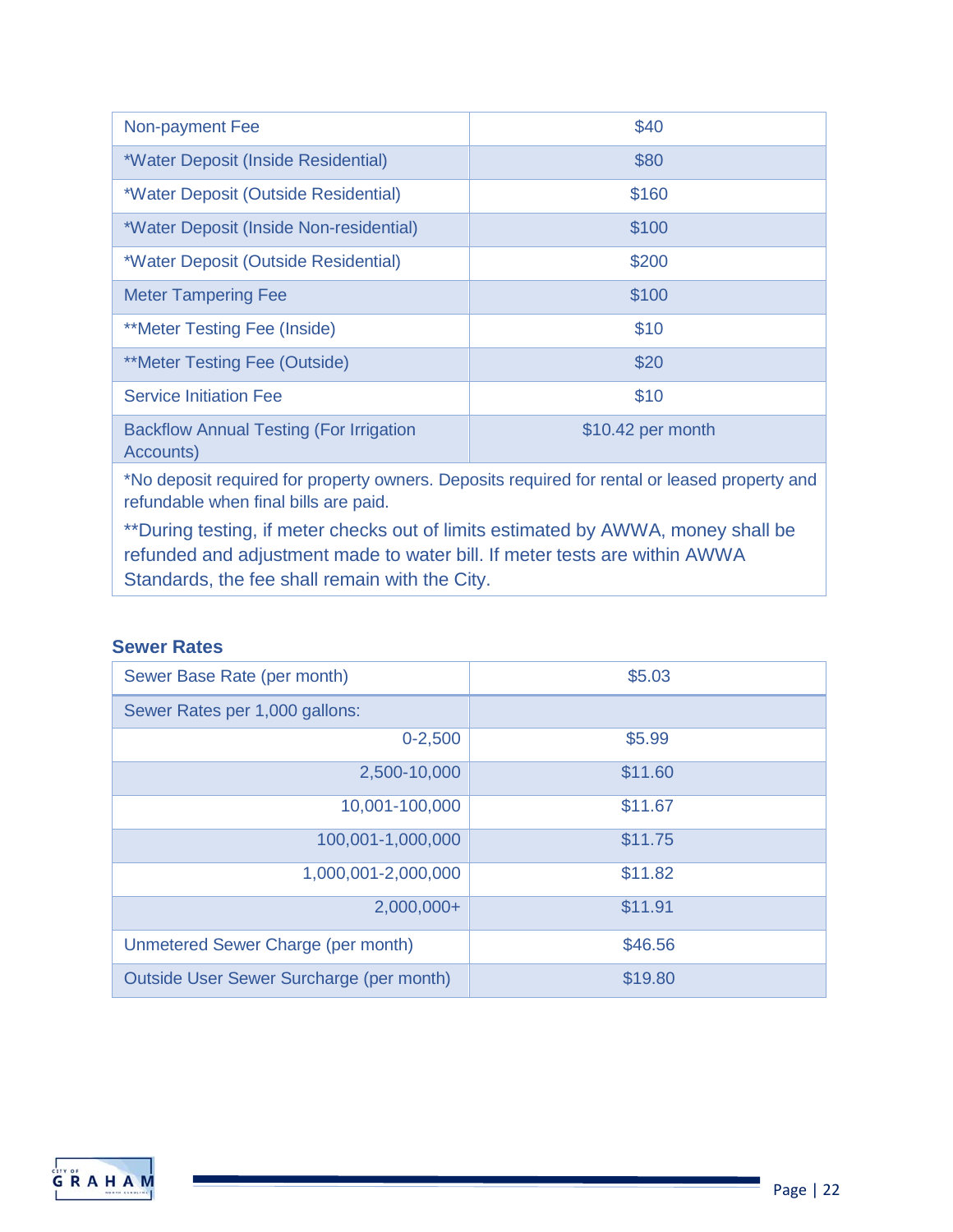| Non-payment Fee | $40 |
|---|---|
| *Water Deposit (Inside Residential) | $80 |
| *Water Deposit (Outside Residential) | $160 |
| *Water Deposit (Inside Non-residential) | $100 |
| *Water Deposit (Outside Residential) | $200 |
| Meter Tampering Fee | $100 |
| **Meter Testing Fee (Inside) | $10 |
| **Meter Testing Fee (Outside) | $20 |
| Service Initiation Fee | $10 |
| Backflow Annual Testing (For Irrigation Accounts) | $10.42 per month |

*No deposit required for property owners. Deposits required for rental or leased property and refundable when final bills are paid.

**During testing, if meter checks out of limits estimated by AWWA, money shall be refunded and adjustment made to water bill. If meter tests are within AWWA Standards, the fee shall remain with the City.

### Sewer Rates

| Sewer Base Rate (per month) | $5.03 |
|---|---|
| Sewer Rates per 1,000 gallons: | |
| 0-2,500 | $5.99 |
| 2,500-10,000 | $11.60 |
| 10,001-100,000 | $11.67 |
| 100,001-1,000,000 | $11.75 |
| 1,000,001-2,000,000 | $11.82 |
| 2,000,000+ | $11.91 |
| Unmetered Sewer Charge (per month) | $46.56 |
| Outside User Sewer Surcharge (per month) | $19.80 |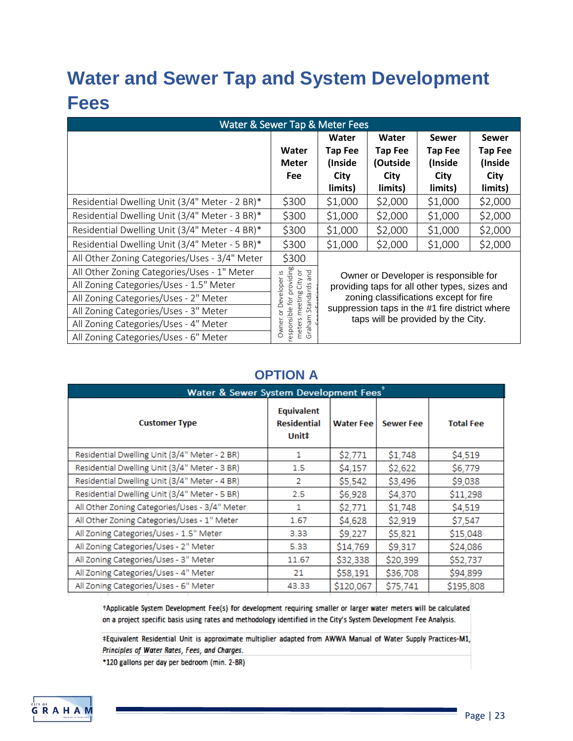# Water and Sewer Tap and System Development Fees

| Water & Sewer Tap & Meter Fees | | | | | |
|---|---|---|---|---|---|
| | Water Meter Fee | Water Tap Fee (Inside City limits) | Water Tap Fee (Outside City limits) | Sewer Tap Fee (Inside City limits) | Sewer Tap Fee (Inside City limits) |
| Residential Dwelling Unit (3/4" Meter - 2 BR)* | $300 | $1,000 | $2,000 | $1,000 | $2,000 |
| Residential Dwelling Unit (3/4" Meter - 3 BR)* | $300 | $1,000 | $2,000 | $1,000 | $2,000 |
| Residential Dwelling Unit (3/4" Meter - 4 BR)* | $300 | $1,000 | $2,000 | $1,000 | $2,000 |
| Residential Dwelling Unit (3/4" Meter - 5 BR)* | $300 | $1,000 | $2,000 | $1,000 | $2,000 |
| All Other Zoning Categories/Uses - 3/4" Meter | $300 | Owner or Developer is responsible for providing taps for all other types, sizes and zoning classifications except for fire suppression taps in the #1 fire district where taps will be provided by the City. | | | |
| All Other Zoning Categories/Uses - 1" Meter | Owner or Developer is responsible for providing meters meeting City or Graham Standards and Specifications | | | | |
| All Zoning Categories/Uses - 1.5" Meter | | | | | |
| All Zoning Categories/Uses - 2" Meter | | | | | |
| All Zoning Categories/Uses - 3" Meter | | | | | |
| All Zoning Categories/Uses - 4" Meter | | | | | |
| All Zoning Categories/Uses - 6" Meter | | | | | |

## OPTION A

| Water & Sewer System Development Fees† | | | | |
|---|---|---|---|---|
| Customer Type | Equivalent Residential Unit‡ | Water Fee | Sewer Fee | Total Fee |
| Residential Dwelling Unit (3/4" Meter - 2 BR) | 1 | $2,771 | $1,748 | $4,519 |
| Residential Dwelling Unit (3/4" Meter - 3 BR) | 1.5 | $4,157 | $2,622 | $6,779 |
| Residential Dwelling Unit (3/4" Meter - 4 BR) | 2 | $5,542 | $3,496 | $9,038 |
| Residential Dwelling Unit (3/4" Meter - 5 BR) | 2.5 | $6,928 | $4,370 | $11,298 |
| All Other Zoning Categories/Uses - 3/4" Meter | 1 | $2,771 | $1,748 | $4,519 |
| All Other Zoning Categories/Uses - 1" Meter | 1.67 | $4,628 | $2,919 | $7,547 |
| All Zoning Categories/Uses - 1.5" Meter | 3.33 | $9,227 | $5,821 | $15,048 |
| All Zoning Categories/Uses - 2" Meter | 5.33 | $14,769 | $9,317 | $24,086 |
| All Zoning Categories/Uses - 3" Meter | 11.67 | $32,338 | $20,399 | $52,737 |
| All Zoning Categories/Uses - 4" Meter | 21 | $58,191 | $36,708 | $94,899 |
| All Zoning Categories/Uses - 6" Meter | 43.33 | $120,067 | $75,741 | $195,808 |

†Applicable System Development Fee(s) for development requiring smaller or larger water meters will be calculated on a project specific basis using rates and methodology identified in the City's System Development Fee Analysis.

‡Equivalent Residential Unit is approximate multiplier adapted from AWWA Manual of Water Supply Practices-M1, *Principles of Water Rates, Fees, and Charges.*

*120 gallons per day per bedroom (min. 2-BR)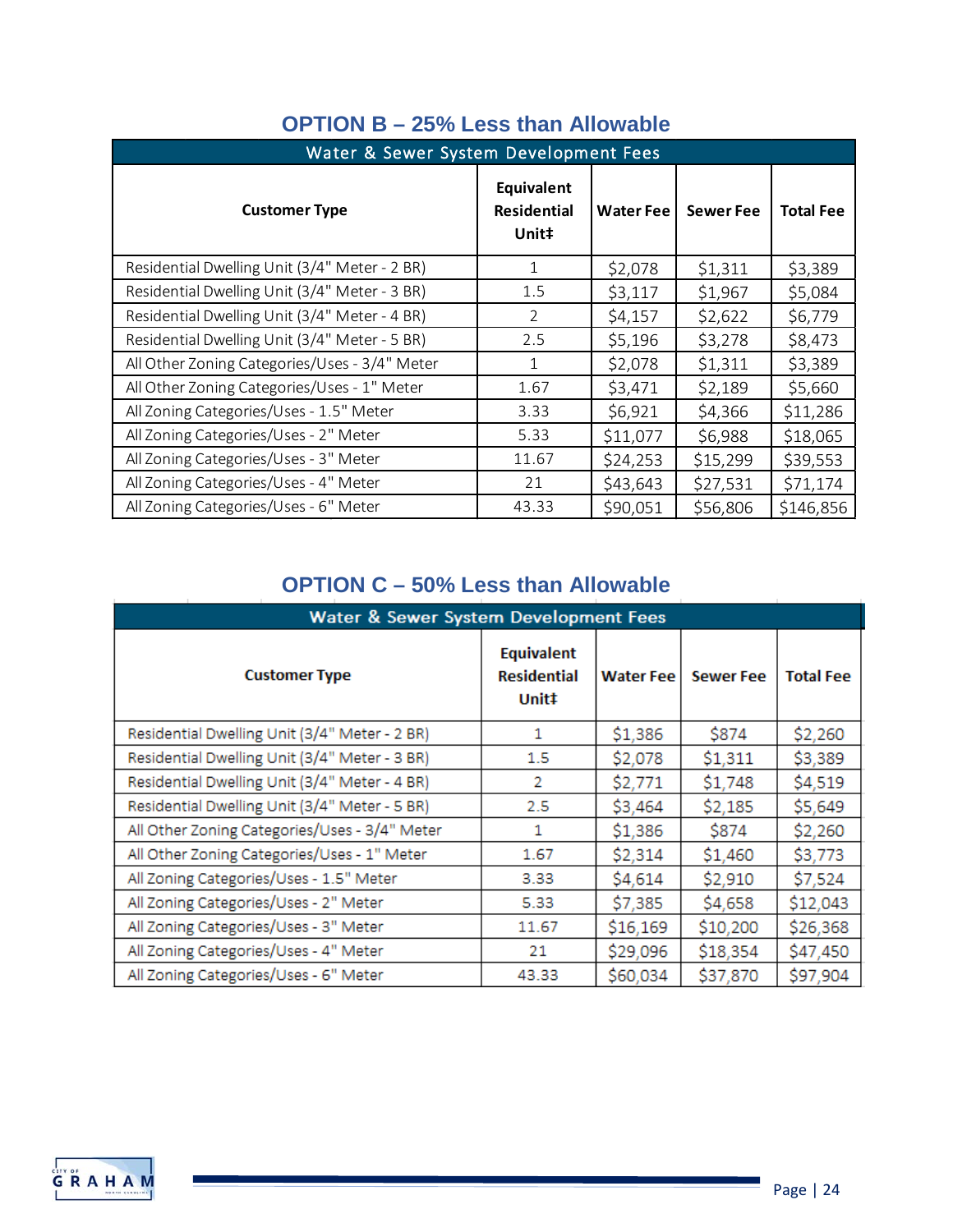## OPTION B – 25% Less than Allowable

| Water & Sewer System Development Fees | | | | |
|---|---|---|---|---|
| **Customer Type** | **Equivalent Residential Unit‡** | **Water Fee** | **Sewer Fee** | **Total Fee** |
| Residential Dwelling Unit (3/4" Meter - 2 BR) | 1 | $2,078 | $1,311 | $3,389 |
| Residential Dwelling Unit (3/4" Meter - 3 BR) | 1.5 | $3,117 | $1,967 | $5,084 |
| Residential Dwelling Unit (3/4" Meter - 4 BR) | 2 | $4,157 | $2,622 | $6,779 |
| Residential Dwelling Unit (3/4" Meter - 5 BR) | 2.5 | $5,196 | $3,278 | $8,473 |
| All Other Zoning Categories/Uses - 3/4" Meter | 1 | $2,078 | $1,311 | $3,389 |
| All Other Zoning Categories/Uses - 1" Meter | 1.67 | $3,471 | $2,189 | $5,660 |
| All Zoning Categories/Uses - 1.5" Meter | 3.33 | $6,921 | $4,366 | $11,286 |
| All Zoning Categories/Uses - 2" Meter | 5.33 | $11,077 | $6,988 | $18,065 |
| All Zoning Categories/Uses - 3" Meter | 11.67 | $24,253 | $15,299 | $39,553 |
| All Zoning Categories/Uses - 4" Meter | 21 | $43,643 | $27,531 | $71,174 |
| All Zoning Categories/Uses - 6" Meter | 43.33 | $90,051 | $56,806 | $146,856 |

## OPTION C – 50% Less than Allowable

| Water & Sewer System Development Fees | | | | |
|---|---|---|---|---|
| **Customer Type** | **Equivalent Residential Unit‡** | **Water Fee** | **Sewer Fee** | **Total Fee** |
| Residential Dwelling Unit (3/4" Meter - 2 BR) | 1 | $1,386 | $874 | $2,260 |
| Residential Dwelling Unit (3/4" Meter - 3 BR) | 1.5 | $2,078 | $1,311 | $3,389 |
| Residential Dwelling Unit (3/4" Meter - 4 BR) | 2 | $2,771 | $1,748 | $4,519 |
| Residential Dwelling Unit (3/4" Meter - 5 BR) | 2.5 | $3,464 | $2,185 | $5,649 |
| All Other Zoning Categories/Uses - 3/4" Meter | 1 | $1,386 | $874 | $2,260 |
| All Other Zoning Categories/Uses - 1" Meter | 1.67 | $2,314 | $1,460 | $3,773 |
| All Zoning Categories/Uses - 1.5" Meter | 3.33 | $4,614 | $2,910 | $7,524 |
| All Zoning Categories/Uses - 2" Meter | 5.33 | $7,385 | $4,658 | $12,043 |
| All Zoning Categories/Uses - 3" Meter | 11.67 | $16,169 | $10,200 | $26,368 |
| All Zoning Categories/Uses - 4" Meter | 21 | $29,096 | $18,354 | $47,450 |
| All Zoning Categories/Uses - 6" Meter | 43.33 | $60,034 | $37,870 | $97,904 |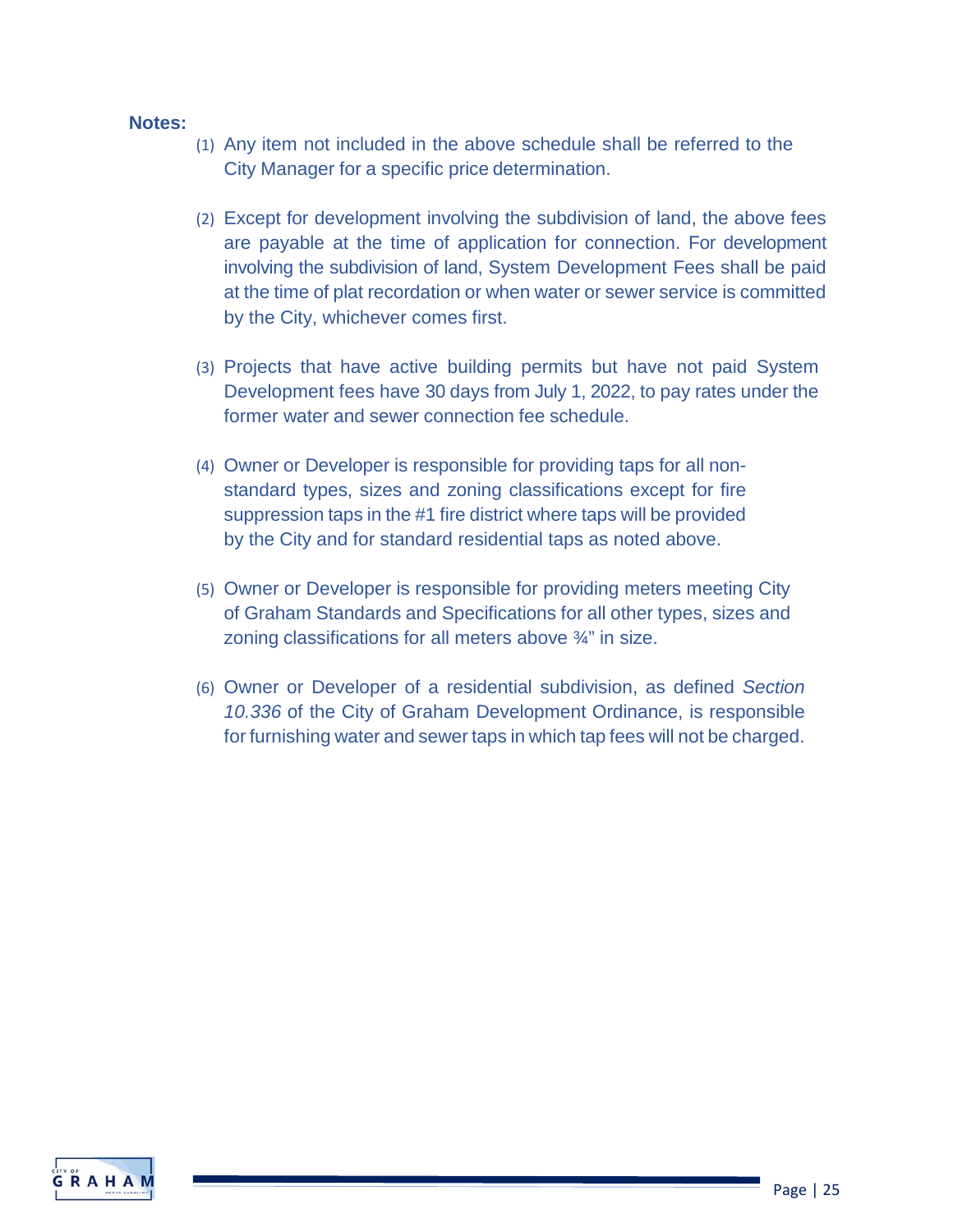**Notes:**

(1) Any item not included in the above schedule shall be referred to the City Manager for a specific price determination.

(2) Except for development involving the subdivision of land, the above fees are payable at the time of application for connection. For development involving the subdivision of land, System Development Fees shall be paid at the time of plat recordation or when water or sewer service is committed by the City, whichever comes first.

(3) Projects that have active building permits but have not paid System Development fees have 30 days from July 1, 2022, to pay rates under the former water and sewer connection fee schedule.

(4) Owner or Developer is responsible for providing taps for all non-standard types, sizes and zoning classifications except for fire suppression taps in the #1 fire district where taps will be provided by the City and for standard residential taps as noted above.

(5) Owner or Developer is responsible for providing meters meeting City of Graham Standards and Specifications for all other types, sizes and zoning classifications for all meters above ¾" in size.

(6) Owner or Developer of a residential subdivision, as defined *Section 10.336* of the City of Graham Development Ordinance, is responsible for furnishing water and sewer taps in which tap fees will not be charged.